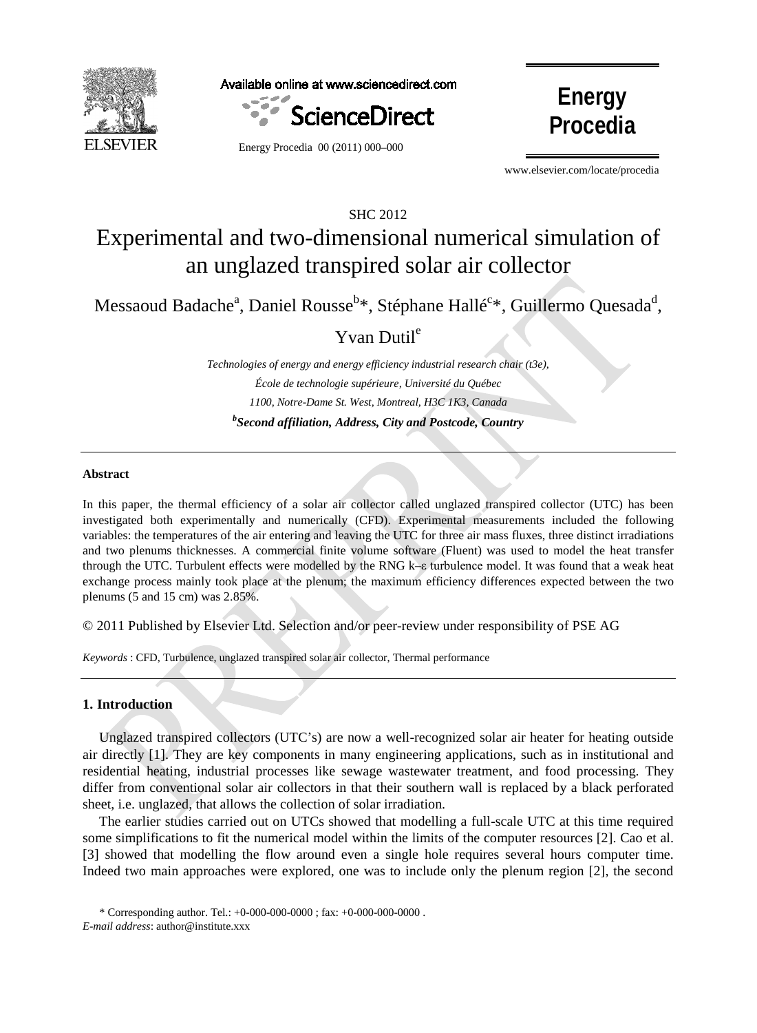SHC 2012

# Experimental and two-dimensional numerical simulation of an unglazed transpired solar air collector

Messaoud Badache[a], Daniel Rousse[b]*, Stéphane Hallé[c]*, Guillermo Quesada[d], Yvan Dutil[e]

*Technologies of energy and energy efficiency industrial research chair (t3e),*
*École de technologie supérieure, Université du Québec*
*1100, Notre-Dame St. West, Montreal, H3C 1K3, Canada*
***[b]Second affiliation, Address, City and Postcode, Country***

---

**Abstract**

In this paper, the thermal efficiency of a solar air collector called unglazed transpired collector (UTC) has been investigated both experimentally and numerically (CFD). Experimental measurements included the following variables: the temperatures of the air entering and leaving the UTC for three air mass fluxes, three distinct irradiations and two plenums thicknesses. A commercial finite volume software (Fluent) was used to model the heat transfer through the UTC. Turbulent effects were modelled by the RNG k–ε turbulence model. It was found that a weak heat exchange process mainly took place at the plenum; the maximum efficiency differences expected between the two plenums (5 and 15 cm) was 2.85%.

© 2011 Published by Elsevier Ltd. Selection and/or peer-review under responsibility of PSE AG

*Keywords* : CFD, Turbulence, unglazed transpired solar air collector, Thermal performance

---

## 1. Introduction

Unglazed transpired collectors (UTC's) are now a well-recognized solar air heater for heating outside air directly [1]. They are key components in many engineering applications, such as in institutional and residential heating, industrial processes like sewage wastewater treatment, and food processing. They differ from conventional solar air collectors in that their southern wall is replaced by a black perforated sheet, i.e. unglazed, that allows the collection of solar irradiation.

The earlier studies carried out on UTCs showed that modelling a full-scale UTC at this time required some simplifications to fit the numerical model within the limits of the computer resources [2]. Cao et al. [3] showed that modelling the flow around even a single hole requires several hours computer time. Indeed two main approaches were explored, one was to include only the plenum region [2], the second

\* Corresponding author. Tel.: +0-000-000-0000 ; fax: +0-000-000-0000 .
*E-mail address*: author@institute.xxx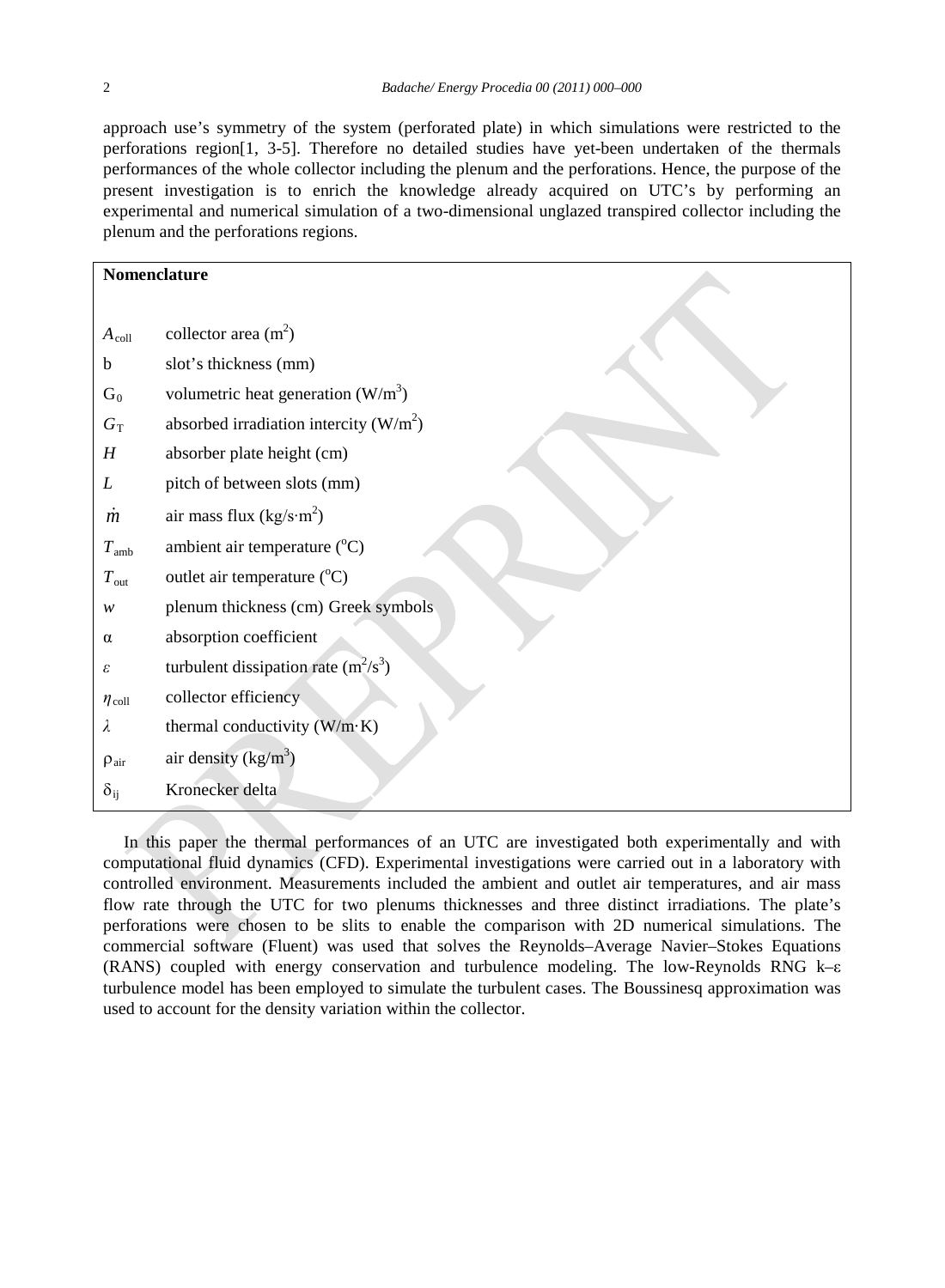approach use's symmetry of the system (perforated plate) in which simulations were restricted to the perforations region[1, 3-5]. Therefore no detailed studies have yet-been undertaken of the thermals performances of the whole collector including the plenum and the perforations. Hence, the purpose of the present investigation is to enrich the knowledge already acquired on UTC's by performing an experimental and numerical simulation of a two-dimensional unglazed transpired collector including the plenum and the perforations regions.

**Nomenclature**

| | |
|---|---|
| $A_{coll}$ | collector area ($m^2$) |
| b | slot's thickness (mm) |
| $G_0$ | volumetric heat generation ($W/m^3$) |
| $G_T$ | absorbed irradiation intercity ($W/m^2$) |
| $H$ | absorber plate height (cm) |
| $L$ | pitch of between slots (mm) |
| $\dot{m}$ | air mass flux ($kg/s \cdot m^2$) |
| $T_{amb}$ | ambient air temperature ($^oC$) |
| $T_{out}$ | outlet air temperature ($^oC$) |
| $w$ | plenum thickness (cm) Greek symbols |
| $\alpha$ | absorption coefficient |
| $\varepsilon$ | turbulent dissipation rate ($m^2/s^3$) |
| $\eta_{coll}$ | collector efficiency |
| $\lambda$ | thermal conductivity ($W/m \cdot K$) |
| $\rho_{air}$ | air density ($kg/m^3$) |
| $\delta_{ij}$ | Kronecker delta |

In this paper the thermal performances of an UTC are investigated both experimentally and with computational fluid dynamics (CFD). Experimental investigations were carried out in a laboratory with controlled environment. Measurements included the ambient and outlet air temperatures, and air mass flow rate through the UTC for two plenums thicknesses and three distinct irradiations. The plate's perforations were chosen to be slits to enable the comparison with 2D numerical simulations. The commercial software (Fluent) was used that solves the Reynolds–Average Navier–Stokes Equations (RANS) coupled with energy conservation and turbulence modeling. The low-Reynolds RNG k–ε turbulence model has been employed to simulate the turbulent cases. The Boussinesq approximation was used to account for the density variation within the collector.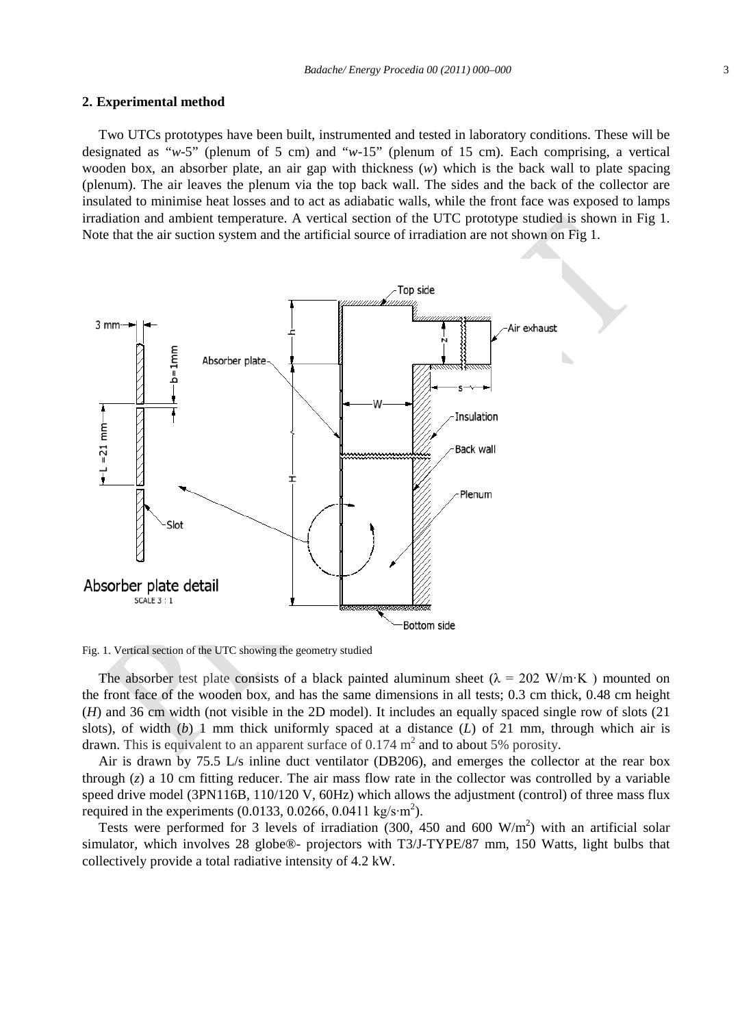## 2. Experimental method

Two UTCs prototypes have been built, instrumented and tested in laboratory conditions. These will be designated as "*w*-5" (plenum of 5 cm) and "*w*-15" (plenum of 15 cm). Each comprising, a vertical wooden box, an absorber plate, an air gap with thickness (*w*) which is the back wall to plate spacing (plenum). The air leaves the plenum via the top back wall. The sides and the back of the collector are insulated to minimise heat losses and to act as adiabatic walls, while the front face was exposed to lamps irradiation and ambient temperature. A vertical section of the UTC prototype studied is shown in Fig 1. Note that the air suction system and the artificial source of irradiation are not shown on Fig 1.

Fig. 1. Vertical section of the UTC showing the geometry studied

The absorber test plate consists of a black painted aluminum sheet ($\lambda$ = 202 W/m·K ) mounted on the front face of the wooden box, and has the same dimensions in all tests; 0.3 cm thick, 0.48 cm height (*H*) and 36 cm width (not visible in the 2D model). It includes an equally spaced single row of slots (21 slots), of width (*b*) 1 mm thick uniformly spaced at a distance (*L*) of 21 mm, through which air is drawn. This is equivalent to an apparent surface of 0.174 $m^2$ and to about 5% porosity.

Air is drawn by 75.5 L/s inline duct ventilator (DB206), and emerges the collector at the rear box through (*z*) a 10 cm fitting reducer. The air mass flow rate in the collector was controlled by a variable speed drive model (3PN116B, 110/120 V, 60Hz) which allows the adjustment (control) of three mass flux required in the experiments (0.0133, 0.0266, 0.0411 kg/s·$m^2$).

Tests were performed for 3 levels of irradiation (300, 450 and 600 W/$m^2$) with an artificial solar simulator, which involves 28 globe®- projectors with T3/J-TYPE/87 mm, 150 Watts, light bulbs that collectively provide a total radiative intensity of 4.2 kW.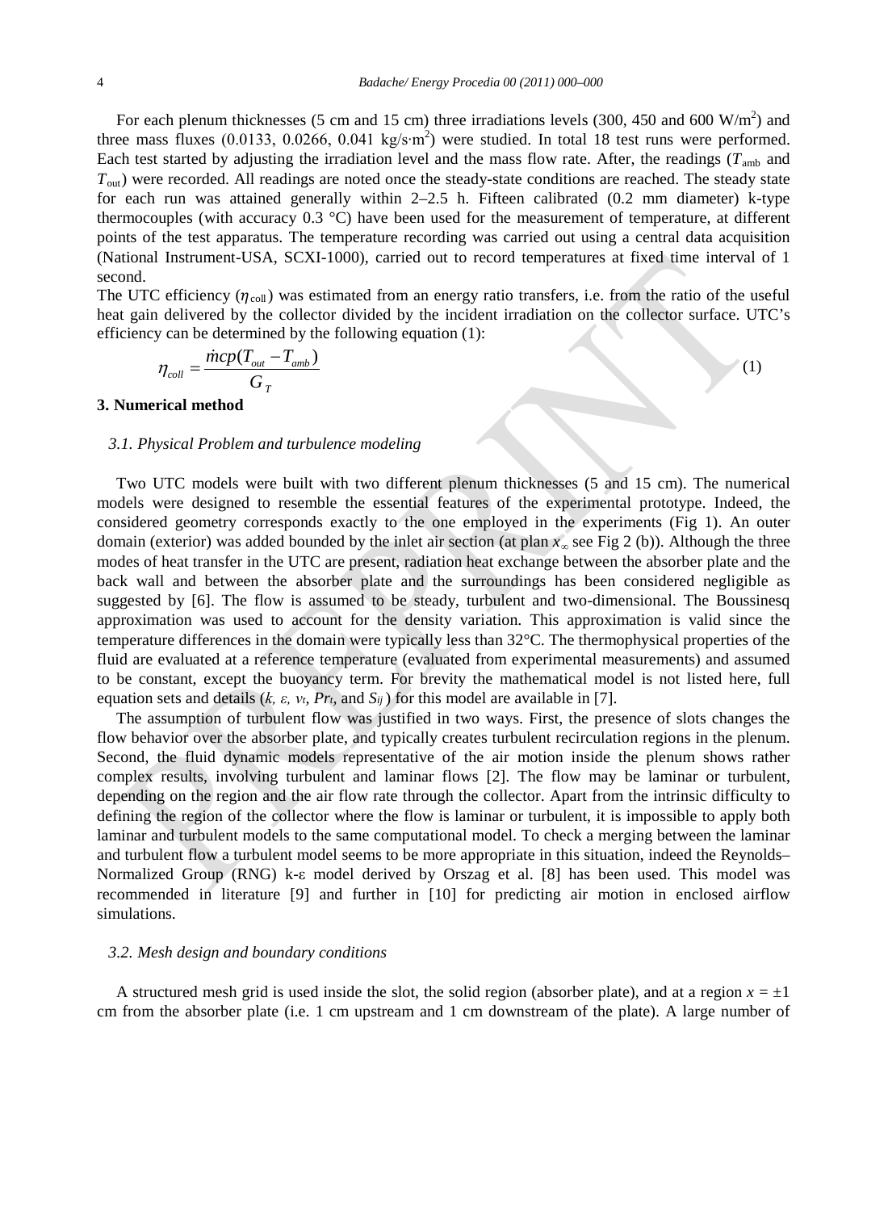For each plenum thicknesses (5 cm and 15 cm) three irradiations levels (300, 450 and 600 W/m$^2$) and three mass fluxes (0.0133, 0.0266, 0.041 kg/s·m$^2$) were studied. In total 18 test runs were performed. Each test started by adjusting the irradiation level and the mass flow rate. After, the readings ($T_{amb}$ and $T_{out}$) were recorded. All readings are noted once the steady-state conditions are reached. The steady state for each run was attained generally within 2–2.5 h. Fifteen calibrated (0.2 mm diameter) k-type thermocouples (with accuracy 0.3 °C) have been used for the measurement of temperature, at different points of the test apparatus. The temperature recording was carried out using a central data acquisition (National Instrument-USA, SCXI-1000), carried out to record temperatures at fixed time interval of 1 second.

The UTC efficiency ($\eta_{coll}$) was estimated from an energy ratio transfers, i.e. from the ratio of the useful heat gain delivered by the collector divided by the incident irradiation on the collector surface. UTC's efficiency can be determined by the following equation (1):

$$\eta_{coll} = \frac{\dot{m}cp(T_{out} - T_{amb})}{G_T} \tag{1}$$

## 3. Numerical method

### 3.1. Physical Problem and turbulence modeling

Two UTC models were built with two different plenum thicknesses (5 and 15 cm). The numerical models were designed to resemble the essential features of the experimental prototype. Indeed, the considered geometry corresponds exactly to the one employed in the experiments (Fig 1). An outer domain (exterior) was added bounded by the inlet air section (at plan $x_\infty$ see Fig 2 (b)). Although the three modes of heat transfer in the UTC are present, radiation heat exchange between the absorber plate and the back wall and between the absorber plate and the surroundings has been considered negligible as suggested by [6]. The flow is assumed to be steady, turbulent and two-dimensional. The Boussinesq approximation was used to account for the density variation. This approximation is valid since the temperature differences in the domain were typically less than 32°C. The thermophysical properties of the fluid are evaluated at a reference temperature (evaluated from experimental measurements) and assumed to be constant, except the buoyancy term. For brevity the mathematical model is not listed here, full equation sets and details ($k$, $\varepsilon$, $\nu_t$, $Pr_t$, and $S_{ij}$) for this model are available in [7].

The assumption of turbulent flow was justified in two ways. First, the presence of slots changes the flow behavior over the absorber plate, and typically creates turbulent recirculation regions in the plenum. Second, the fluid dynamic models representative of the air motion inside the plenum shows rather complex results, involving turbulent and laminar flows [2]. The flow may be laminar or turbulent, depending on the region and the air flow rate through the collector. Apart from the intrinsic difficulty to defining the region of the collector where the flow is laminar or turbulent, it is impossible to apply both laminar and turbulent models to the same computational model. To check a merging between the laminar and turbulent flow a turbulent model seems to be more appropriate in this situation, indeed the Reynolds–Normalized Group (RNG) k-ε model derived by Orszag et al. [8] has been used. This model was recommended in literature [9] and further in [10] for predicting air motion in enclosed airflow simulations.

### 3.2. Mesh design and boundary conditions

A structured mesh grid is used inside the slot, the solid region (absorber plate), and at a region $x = \pm 1$ cm from the absorber plate (i.e. 1 cm upstream and 1 cm downstream of the plate). A large number of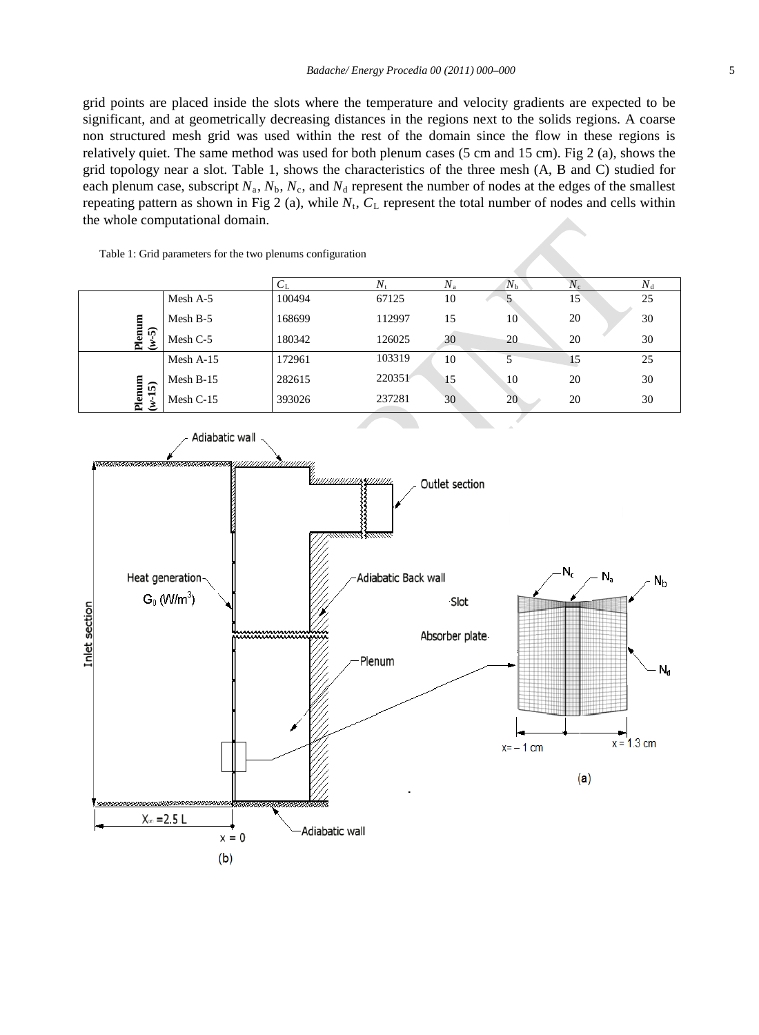grid points are placed inside the slots where the temperature and velocity gradients are expected to be significant, and at geometrically decreasing distances in the regions next to the solids regions. A coarse non structured mesh grid was used within the rest of the domain since the flow in these regions is relatively quiet. The same method was used for both plenum cases (5 cm and 15 cm). Fig 2 (a), shows the grid topology near a slot. Table 1, shows the characteristics of the three mesh (A, B and C) studied for each plenum case, subscript $N_a$, $N_b$, $N_c$, and $N_d$ represent the number of nodes at the edges of the smallest repeating pattern as shown in Fig 2 (a), while $N_t$, $C_L$ represent the total number of nodes and cells within the whole computational domain.

Table 1: Grid parameters for the two plenums configuration

| | | $C_L$ | $N_t$ | $N_a$ | $N_b$ | $N_c$ | $N_d$ |
|---|---|---|---|---|---|---|---|
| Plenum (w-5) | Mesh A-5 | 100494 | 67125 | 10 | 5 | 15 | 25 |
| | Mesh B-5 | 168699 | 112997 | 15 | 10 | 20 | 30 |
| | Mesh C-5 | 180342 | 126025 | 30 | 20 | 20 | 30 |
| Plenum (w-15) | Mesh A-15 | 172961 | 103319 | 10 | 5 | 15 | 25 |
| | Mesh B-15 | 282615 | 220351 | 15 | 10 | 20 | 30 |
| | Mesh C-15 | 393026 | 237281 | 30 | 20 | 20 | 30 |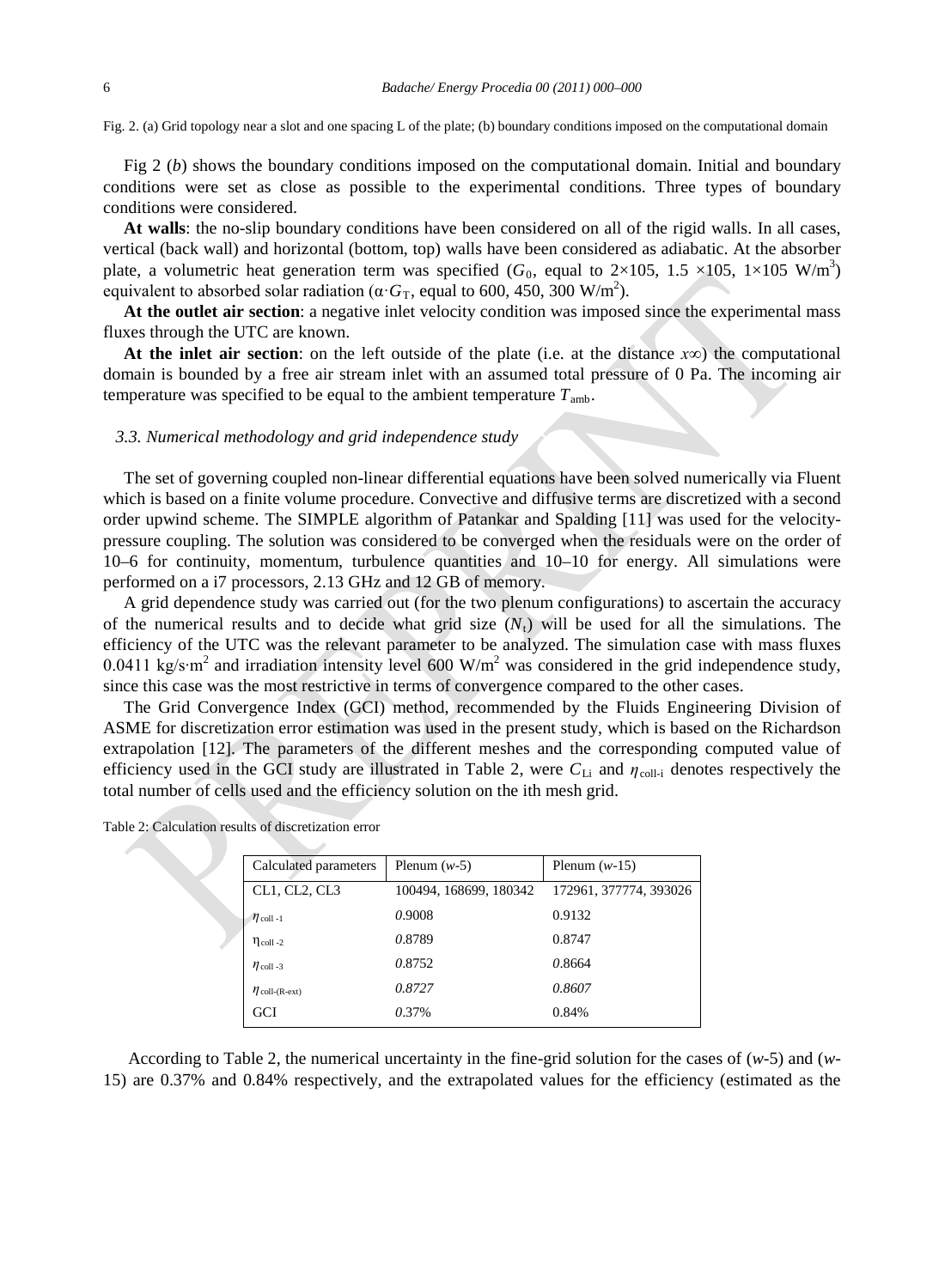Fig. 2. (a) Grid topology near a slot and one spacing L of the plate; (b) boundary conditions imposed on the computational domain

Fig 2 (*b*) shows the boundary conditions imposed on the computational domain. Initial and boundary conditions were set as close as possible to the experimental conditions. Three types of boundary conditions were considered.

**At walls**: the no-slip boundary conditions have been considered on all of the rigid walls. In all cases, vertical (back wall) and horizontal (bottom, top) walls have been considered as adiabatic. At the absorber plate, a volumetric heat generation term was specified ($G_0$, equal to 2×105, 1.5 ×105, 1×105 W/m$^3$) equivalent to absorbed solar radiation ($\alpha \cdot G_T$, equal to 600, 450, 300 W/m$^2$).

**At the outlet air section**: a negative inlet velocity condition was imposed since the experimental mass fluxes through the UTC are known.

**At the inlet air section**: on the left outside of the plate (i.e. at the distance $x\infty$) the computational domain is bounded by a free air stream inlet with an assumed total pressure of 0 Pa. The incoming air temperature was specified to be equal to the ambient temperature $T_{amb}$.

### *3.3. Numerical methodology and grid independence study*

The set of governing coupled non-linear differential equations have been solved numerically via Fluent which is based on a finite volume procedure. Convective and diffusive terms are discretized with a second order upwind scheme. The SIMPLE algorithm of Patankar and Spalding [11] was used for the velocity-pressure coupling. The solution was considered to be converged when the residuals were on the order of 10–6 for continuity, momentum, turbulence quantities and 10–10 for energy. All simulations were performed on a i7 processors, 2.13 GHz and 12 GB of memory.

A grid dependence study was carried out (for the two plenum configurations) to ascertain the accuracy of the numerical results and to decide what grid size ($N_t$) will be used for all the simulations. The efficiency of the UTC was the relevant parameter to be analyzed. The simulation case with mass fluxes 0.0411 kg/s·m$^2$ and irradiation intensity level 600 W/m$^2$ was considered in the grid independence study, since this case was the most restrictive in terms of convergence compared to the other cases.

The Grid Convergence Index (GCI) method, recommended by the Fluids Engineering Division of ASME for discretization error estimation was used in the present study, which is based on the Richardson extrapolation [12]. The parameters of the different meshes and the corresponding computed value of efficiency used in the GCI study are illustrated in Table 2, were $C_{Li}$ and $\eta_{coll\text{-}i}$ denotes respectively the total number of cells used and the efficiency solution on the ith mesh grid.

Table 2: Calculation results of discretization error

| Calculated parameters | Plenum (*w*-5) | Plenum (*w*-15) |
| --- | --- | --- |
| CL1, CL2, CL3 | 100494, 168699, 180342 | 172961, 377774, 393026 |
| $\eta_{coll\text{-}1}$ | *0*.9008 | 0.9132 |
| $\eta_{coll\text{-}2}$ | *0*.8789 | 0.8747 |
| $\eta_{coll\text{-}3}$ | *0*.8752 | *0*.8664 |
| $\eta_{coll\text{-(R-ext)}}$ | *0.8727* | *0.8607* |
| GCI | *0*.37% | 0.84% |

According to Table 2, the numerical uncertainty in the fine-grid solution for the cases of (*w*-5) and (*w*-15) are 0.37% and 0.84% respectively, and the extrapolated values for the efficiency (estimated as the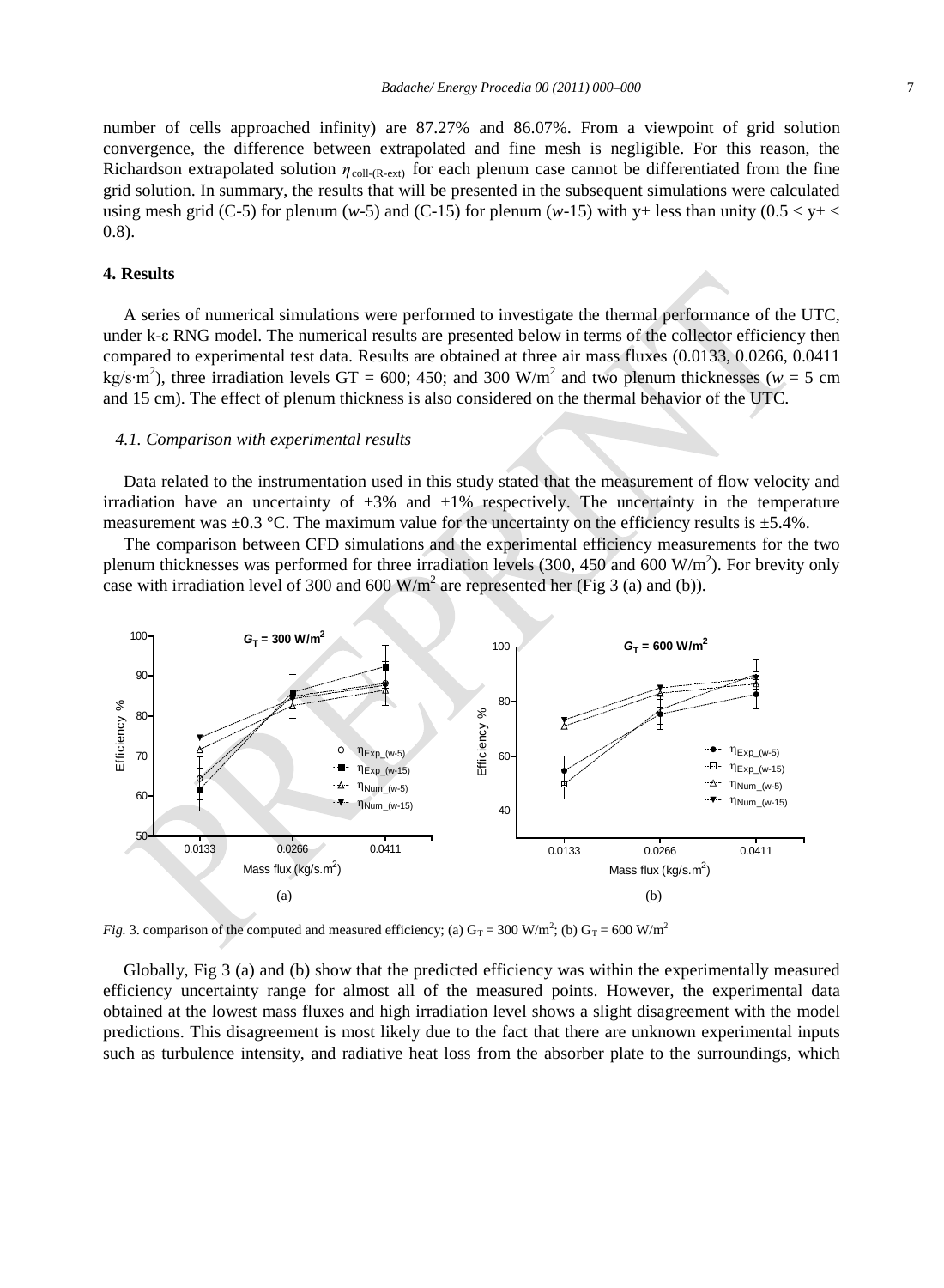number of cells approached infinity) are 87.27% and 86.07%. From a viewpoint of grid solution convergence, the difference between extrapolated and fine mesh is negligible. For this reason, the Richardson extrapolated solution $\eta_{coll\text{-}(R\text{-}ext)}$ for each plenum case cannot be differentiated from the fine grid solution. In summary, the results that will be presented in the subsequent simulations were calculated using mesh grid (C-5) for plenum (*w*-5) and (C-15) for plenum (*w*-15) with y+ less than unity ($0.5 < y+ < 0.8$).

## 4. Results

A series of numerical simulations were performed to investigate the thermal performance of the UTC, under k-ε RNG model. The numerical results are presented below in terms of the collector efficiency then compared to experimental test data. Results are obtained at three air mass fluxes (0.0133, 0.0266, 0.0411 kg/s·m$^2$), three irradiation levels GT = 600; 450; and 300 W/m$^2$ and two plenum thicknesses ($w$ = 5 cm and 15 cm). The effect of plenum thickness is also considered on the thermal behavior of the UTC.

### *4.1. Comparison with experimental results*

Data related to the instrumentation used in this study stated that the measurement of flow velocity and irradiation have an uncertainty of ±3% and ±1% respectively. The uncertainty in the temperature measurement was ±0.3 °C. The maximum value for the uncertainty on the efficiency results is ±5.4%.

The comparison between CFD simulations and the experimental efficiency measurements for the two plenum thicknesses was performed for three irradiation levels (300, 450 and 600 W/m$^2$). For brevity only case with irradiation level of 300 and 600 W/m$^2$ are represented her (Fig 3 (a) and (b)).

*Fig.* 3. comparison of the computed and measured efficiency; (a) $G_T$ = 300 W/m$^2$; (b) $G_T$ = 600 W/m$^2$

Globally, Fig 3 (a) and (b) show that the predicted efficiency was within the experimentally measured efficiency uncertainty range for almost all of the measured points. However, the experimental data obtained at the lowest mass fluxes and high irradiation level shows a slight disagreement with the model predictions. This disagreement is most likely due to the fact that there are unknown experimental inputs such as turbulence intensity, and radiative heat loss from the absorber plate to the surroundings, which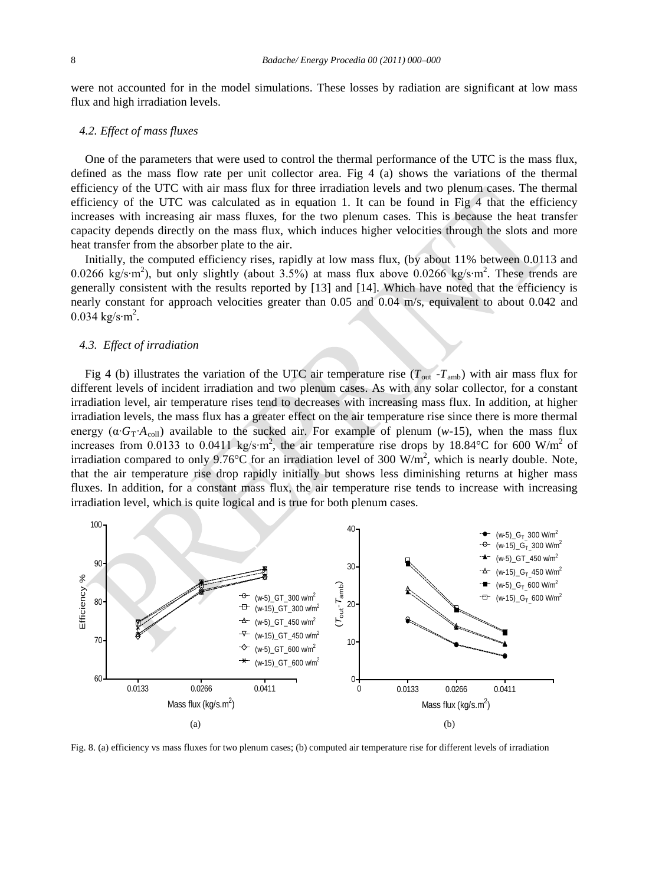were not accounted for in the model simulations. These losses by radiation are significant at low mass flux and high irradiation levels.

### *4.2. Effect of mass fluxes*

One of the parameters that were used to control the thermal performance of the UTC is the mass flux, defined as the mass flow rate per unit collector area. Fig 4 (a) shows the variations of the thermal efficiency of the UTC with air mass flux for three irradiation levels and two plenum cases. The thermal efficiency of the UTC was calculated as in equation 1. It can be found in Fig 4 that the efficiency increases with increasing air mass fluxes, for the two plenum cases. This is because the heat transfer capacity depends directly on the mass flux, which induces higher velocities through the slots and more heat transfer from the absorber plate to the air.

Initially, the computed efficiency rises, rapidly at low mass flux, (by about 11% between 0.0113 and 0.0266 kg/s·m$^2$), but only slightly (about 3.5%) at mass flux above 0.0266 kg/s·m$^2$. These trends are generally consistent with the results reported by [13] and [14]. Which have noted that the efficiency is nearly constant for approach velocities greater than 0.05 and 0.04 m/s, equivalent to about 0.042 and 0.034 kg/s·m$^2$.

### *4.3. Effect of irradiation*

Fig 4 (b) illustrates the variation of the UTC air temperature rise ($T_{out}$ -$T_{amb}$) with air mass flux for different levels of incident irradiation and two plenum cases. As with any solar collector, for a constant irradiation level, air temperature rises tend to decreases with increasing mass flux. In addition, at higher irradiation levels, the mass flux has a greater effect on the air temperature rise since there is more thermal energy ($\alpha \cdot G_T \cdot A_{coll}$) available to the sucked air. For example of plenum (*w*-15), when the mass flux increases from 0.0133 to 0.0411 kg/s·m$^2$, the air temperature rise drops by 18.84°C for 600 W/m$^2$ of irradiation compared to only 9.76°C for an irradiation level of 300 W/m$^2$, which is nearly double. Note, that the air temperature rise drop rapidly initially but shows less diminishing returns at higher mass fluxes. In addition, for a constant mass flux, the air temperature rise tends to increase with increasing irradiation level, which is quite logical and is true for both plenum cases.

Fig. 8. (a) efficiency vs mass fluxes for two plenum cases; (b) computed air temperature rise for different levels of irradiation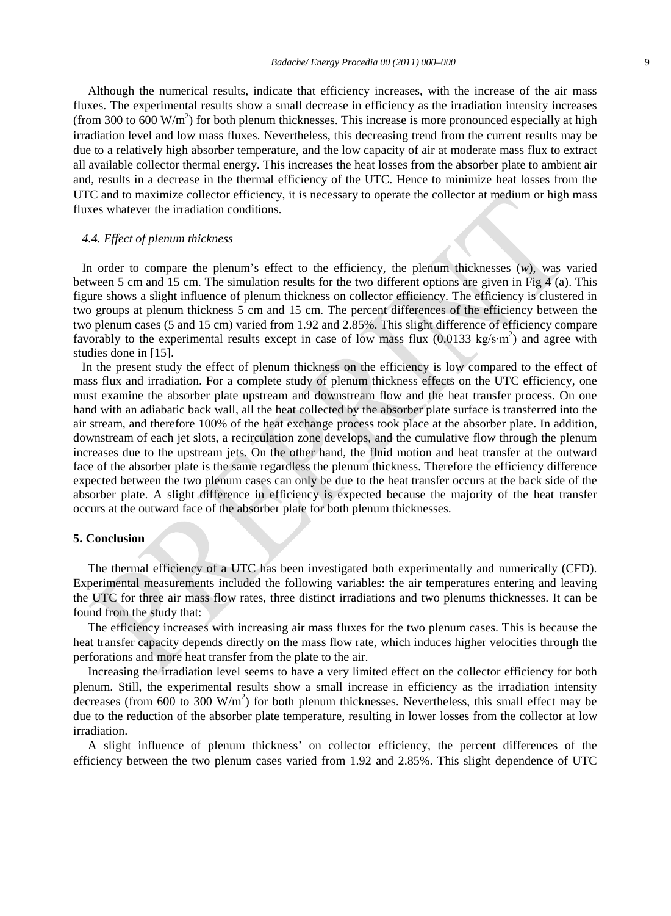Although the numerical results, indicate that efficiency increases, with the increase of the air mass fluxes. The experimental results show a small decrease in efficiency as the irradiation intensity increases (from 300 to 600 W/m$^2$) for both plenum thicknesses. This increase is more pronounced especially at high irradiation level and low mass fluxes. Nevertheless, this decreasing trend from the current results may be due to a relatively high absorber temperature, and the low capacity of air at moderate mass flux to extract all available collector thermal energy. This increases the heat losses from the absorber plate to ambient air and, results in a decrease in the thermal efficiency of the UTC. Hence to minimize heat losses from the UTC and to maximize collector efficiency, it is necessary to operate the collector at medium or high mass fluxes whatever the irradiation conditions.

### *4.4. Effect of plenum thickness*

In order to compare the plenum's effect to the efficiency, the plenum thicknesses (*w*), was varied between 5 cm and 15 cm. The simulation results for the two different options are given in Fig 4 (a). This figure shows a slight influence of plenum thickness on collector efficiency. The efficiency is clustered in two groups at plenum thickness 5 cm and 15 cm. The percent differences of the efficiency between the two plenum cases (5 and 15 cm) varied from 1.92 and 2.85%. This slight difference of efficiency compare favorably to the experimental results except in case of low mass flux (0.0133 kg/s·m$^2$) and agree with studies done in [15].

In the present study the effect of plenum thickness on the efficiency is low compared to the effect of mass flux and irradiation. For a complete study of plenum thickness effects on the UTC efficiency, one must examine the absorber plate upstream and downstream flow and the heat transfer process. On one hand with an adiabatic back wall, all the heat collected by the absorber plate surface is transferred into the air stream, and therefore 100% of the heat exchange process took place at the absorber plate. In addition, downstream of each jet slots, a recirculation zone develops, and the cumulative flow through the plenum increases due to the upstream jets. On the other hand, the fluid motion and heat transfer at the outward face of the absorber plate is the same regardless the plenum thickness. Therefore the efficiency difference expected between the two plenum cases can only be due to the heat transfer occurs at the back side of the absorber plate. A slight difference in efficiency is expected because the majority of the heat transfer occurs at the outward face of the absorber plate for both plenum thicknesses.

## 5. Conclusion

The thermal efficiency of a UTC has been investigated both experimentally and numerically (CFD). Experimental measurements included the following variables: the air temperatures entering and leaving the UTC for three air mass flow rates, three distinct irradiations and two plenums thicknesses. It can be found from the study that:

The efficiency increases with increasing air mass fluxes for the two plenum cases. This is because the heat transfer capacity depends directly on the mass flow rate, which induces higher velocities through the perforations and more heat transfer from the plate to the air.

Increasing the irradiation level seems to have a very limited effect on the collector efficiency for both plenum. Still, the experimental results show a small increase in efficiency as the irradiation intensity decreases (from 600 to 300 W/m$^2$) for both plenum thicknesses. Nevertheless, this small effect may be due to the reduction of the absorber plate temperature, resulting in lower losses from the collector at low irradiation.

A slight influence of plenum thickness' on collector efficiency, the percent differences of the efficiency between the two plenum cases varied from 1.92 and 2.85%. This slight dependence of UTC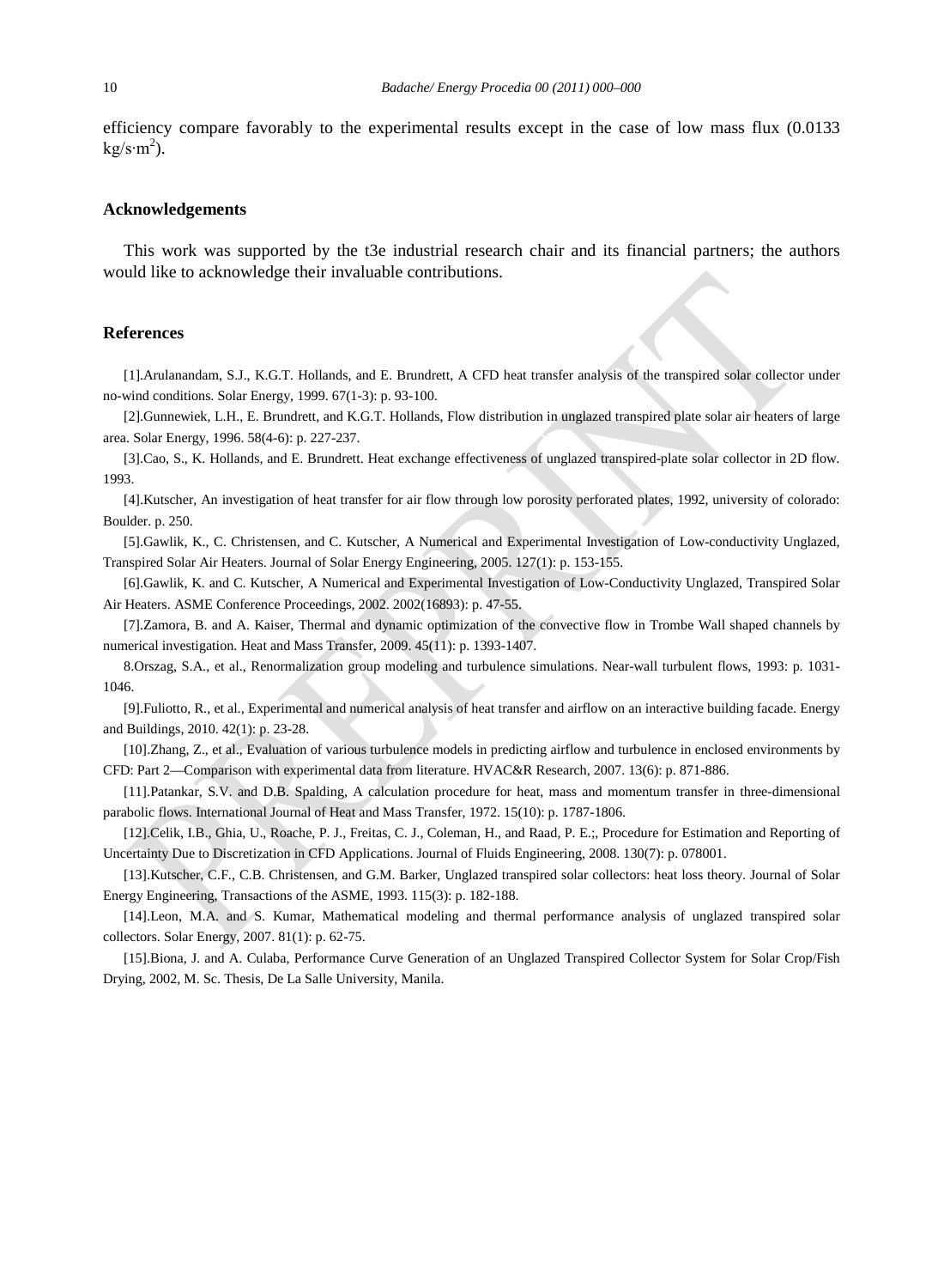efficiency compare favorably to the experimental results except in the case of low mass flux (0.0133 $kg/s{\cdot}m^2$).

## Acknowledgements

This work was supported by the t3e industrial research chair and its financial partners; the authors would like to acknowledge their invaluable contributions.

## References

[1].Arulanandam, S.J., K.G.T. Hollands, and E. Brundrett, A CFD heat transfer analysis of the transpired solar collector under no-wind conditions. Solar Energy, 1999. 67(1-3): p. 93-100.

[2].Gunnewiek, L.H., E. Brundrett, and K.G.T. Hollands, Flow distribution in unglazed transpired plate solar air heaters of large area. Solar Energy, 1996. 58(4-6): p. 227-237.

[3].Cao, S., K. Hollands, and E. Brundrett. Heat exchange effectiveness of unglazed transpired-plate solar collector in 2D flow. 1993.

[4].Kutscher, An investigation of heat transfer for air flow through low porosity perforated plates, 1992, university of colorado: Boulder. p. 250.

[5].Gawlik, K., C. Christensen, and C. Kutscher, A Numerical and Experimental Investigation of Low-conductivity Unglazed, Transpired Solar Air Heaters. Journal of Solar Energy Engineering, 2005. 127(1): p. 153-155.

[6].Gawlik, K. and C. Kutscher, A Numerical and Experimental Investigation of Low-Conductivity Unglazed, Transpired Solar Air Heaters. ASME Conference Proceedings, 2002. 2002(16893): p. 47-55.

[7].Zamora, B. and A. Kaiser, Thermal and dynamic optimization of the convective flow in Trombe Wall shaped channels by numerical investigation. Heat and Mass Transfer, 2009. 45(11): p. 1393-1407.

8.Orszag, S.A., et al., Renormalization group modeling and turbulence simulations. Near-wall turbulent flows, 1993: p. 1031-1046.

[9].Fuliotto, R., et al., Experimental and numerical analysis of heat transfer and airflow on an interactive building facade. Energy and Buildings, 2010. 42(1): p. 23-28.

[10].Zhang, Z., et al., Evaluation of various turbulence models in predicting airflow and turbulence in enclosed environments by CFD: Part 2—Comparison with experimental data from literature. HVAC&R Research, 2007. 13(6): p. 871-886.

[11].Patankar, S.V. and D.B. Spalding, A calculation procedure for heat, mass and momentum transfer in three-dimensional parabolic flows. International Journal of Heat and Mass Transfer, 1972. 15(10): p. 1787-1806.

[12].Celik, I.B., Ghia, U., Roache, P. J., Freitas, C. J., Coleman, H., and Raad, P. E.;, Procedure for Estimation and Reporting of Uncertainty Due to Discretization in CFD Applications. Journal of Fluids Engineering, 2008. 130(7): p. 078001.

[13].Kutscher, C.F., C.B. Christensen, and G.M. Barker, Unglazed transpired solar collectors: heat loss theory. Journal of Solar Energy Engineering, Transactions of the ASME, 1993. 115(3): p. 182-188.

[14].Leon, M.A. and S. Kumar, Mathematical modeling and thermal performance analysis of unglazed transpired solar collectors. Solar Energy, 2007. 81(1): p. 62-75.

[15].Biona, J. and A. Culaba, Performance Curve Generation of an Unglazed Transpired Collector System for Solar Crop/Fish Drying, 2002, M. Sc. Thesis, De La Salle University, Manila.